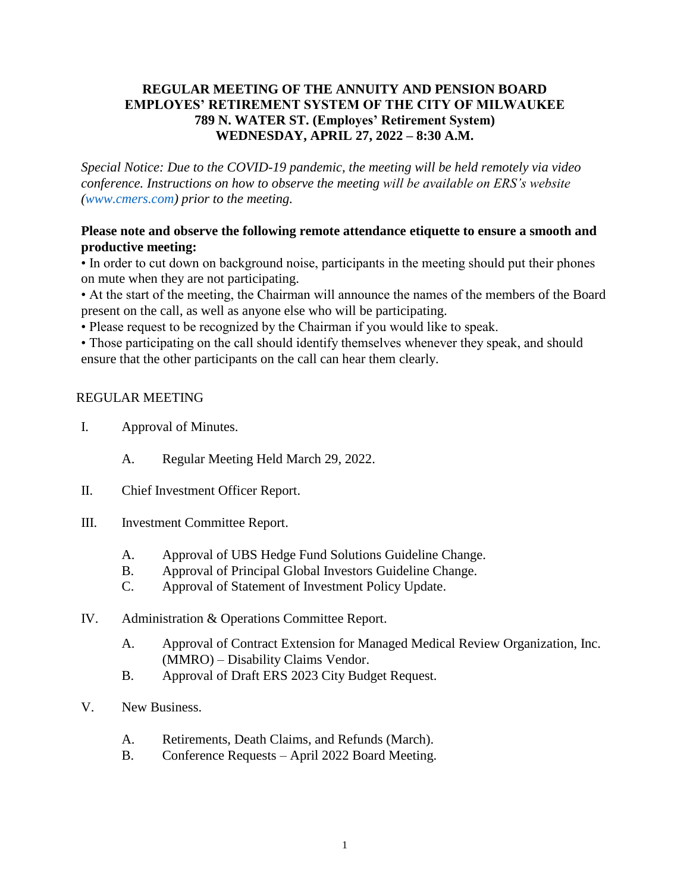**REGULAR MEETING OF THE ANNUITY AND PENSION BOARD**
**EMPLOYES' RETIREMENT SYSTEM OF THE CITY OF MILWAUKEE**
**789 N. WATER ST. (Employes' Retirement System)**
**WEDNESDAY, APRIL 27, 2022 – 8:30 A.M.**

*Special Notice: Due to the COVID-19 pandemic, the meeting will be held remotely via video conference. Instructions on how to observe the meeting will be available on ERS's website (www.cmers.com) prior to the meeting.*

**Please note and observe the following remote attendance etiquette to ensure a smooth and productive meeting:**

• In order to cut down on background noise, participants in the meeting should put their phones on mute when they are not participating.
• At the start of the meeting, the Chairman will announce the names of the members of the Board present on the call, as well as anyone else who will be participating.
• Please request to be recognized by the Chairman if you would like to speak.
• Those participating on the call should identify themselves whenever they speak, and should ensure that the other participants on the call can hear them clearly.

REGULAR MEETING

I. Approval of Minutes.

   A. Regular Meeting Held March 29, 2022.

II. Chief Investment Officer Report.

III. Investment Committee Report.

   A. Approval of UBS Hedge Fund Solutions Guideline Change.
   B. Approval of Principal Global Investors Guideline Change.
   C. Approval of Statement of Investment Policy Update.

IV. Administration & Operations Committee Report.

   A. Approval of Contract Extension for Managed Medical Review Organization, Inc. (MMRO) – Disability Claims Vendor.
   B. Approval of Draft ERS 2023 City Budget Request.

V. New Business.

   A. Retirements, Death Claims, and Refunds (March).
   B. Conference Requests – April 2022 Board Meeting.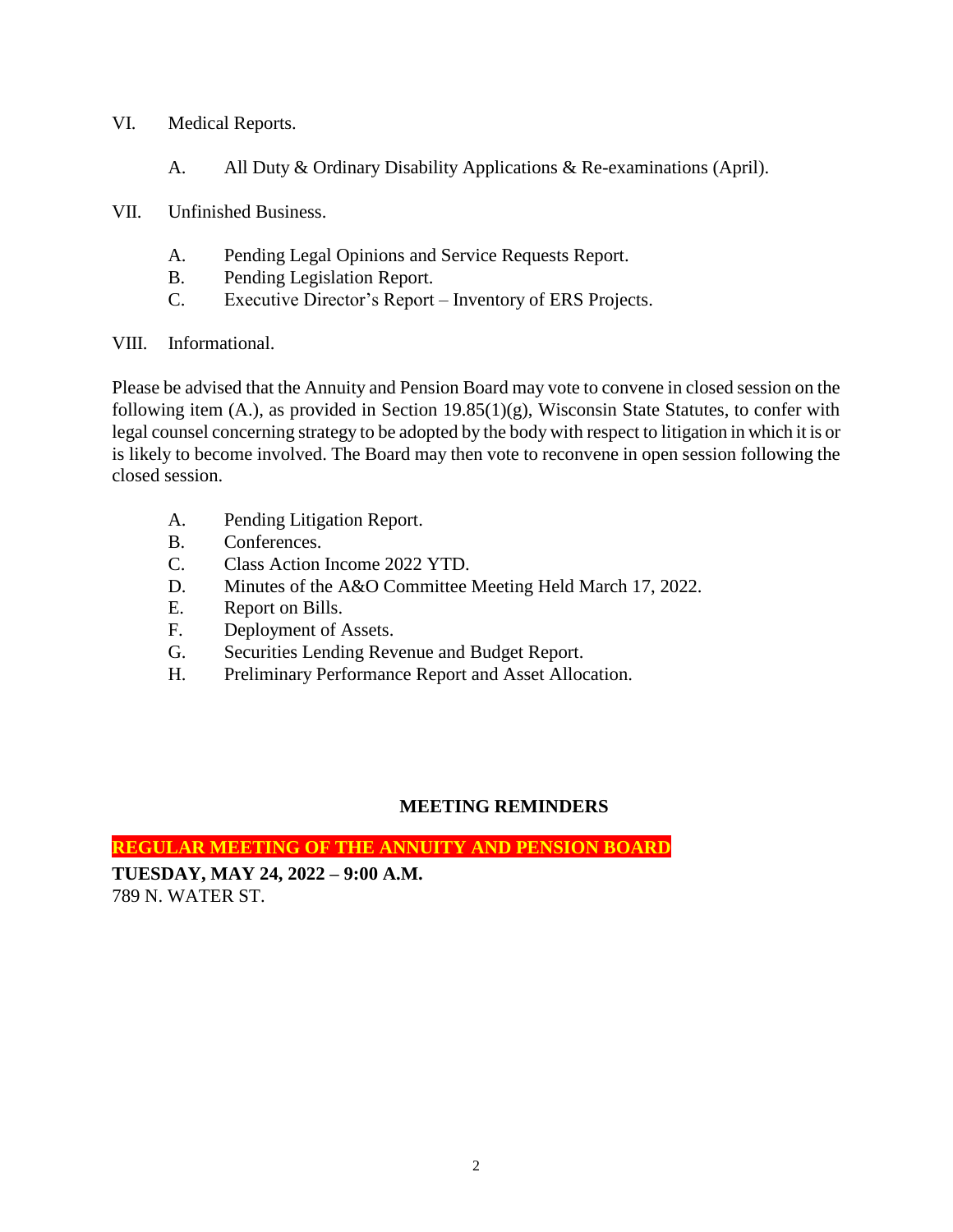VI. Medical Reports.

A. All Duty & Ordinary Disability Applications & Re-examinations (April).

VII. Unfinished Business.

A. Pending Legal Opinions and Service Requests Report.
B. Pending Legislation Report.
C. Executive Director's Report – Inventory of ERS Projects.

VIII. Informational.

Please be advised that the Annuity and Pension Board may vote to convene in closed session on the following item (A.), as provided in Section 19.85(1)(g), Wisconsin State Statutes, to confer with legal counsel concerning strategy to be adopted by the body with respect to litigation in which it is or is likely to become involved. The Board may then vote to reconvene in open session following the closed session.

A. Pending Litigation Report.
B. Conferences.
C. Class Action Income 2022 YTD.
D. Minutes of the A&O Committee Meeting Held March 17, 2022.
E. Report on Bills.
F. Deployment of Assets.
G. Securities Lending Revenue and Budget Report.
H. Preliminary Performance Report and Asset Allocation.

**MEETING REMINDERS**

**REGULAR MEETING OF THE ANNUITY AND PENSION BOARD**

**TUESDAY, MAY 24, 2022 – 9:00 A.M.**
789 N. WATER ST.